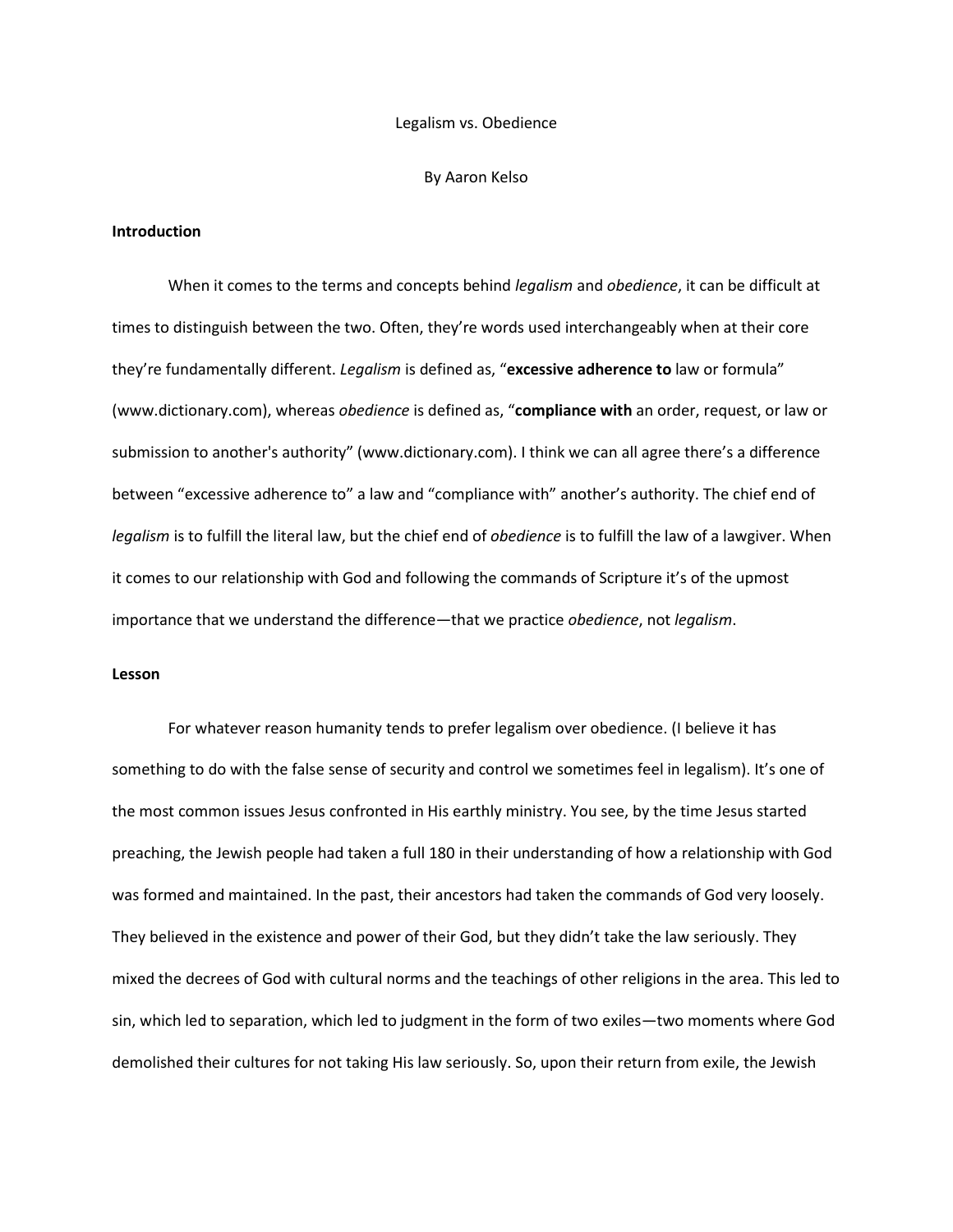# Legalism vs. Obedience

By Aaron Kelso

**Introduction**

When it comes to the terms and concepts behind *legalism* and *obedience*, it can be difficult at times to distinguish between the two. Often, they're words used interchangeably when at their core they're fundamentally different. *Legalism* is defined as, "**excessive adherence to** law or formula" (www.dictionary.com), whereas *obedience* is defined as, "**compliance with** an order, request, or law or submission to another's authority" (www.dictionary.com). I think we can all agree there's a difference between "excessive adherence to" a law and "compliance with" another's authority. The chief end of *legalism* is to fulfill the literal law, but the chief end of *obedience* is to fulfill the law of a lawgiver. When it comes to our relationship with God and following the commands of Scripture it's of the upmost importance that we understand the difference—that we practice *obedience*, not *legalism*.

**Lesson**

For whatever reason humanity tends to prefer legalism over obedience. (I believe it has something to do with the false sense of security and control we sometimes feel in legalism). It's one of the most common issues Jesus confronted in His earthly ministry. You see, by the time Jesus started preaching, the Jewish people had taken a full 180 in their understanding of how a relationship with God was formed and maintained. In the past, their ancestors had taken the commands of God very loosely. They believed in the existence and power of their God, but they didn't take the law seriously. They mixed the decrees of God with cultural norms and the teachings of other religions in the area. This led to sin, which led to separation, which led to judgment in the form of two exiles—two moments where God demolished their cultures for not taking His law seriously. So, upon their return from exile, the Jewish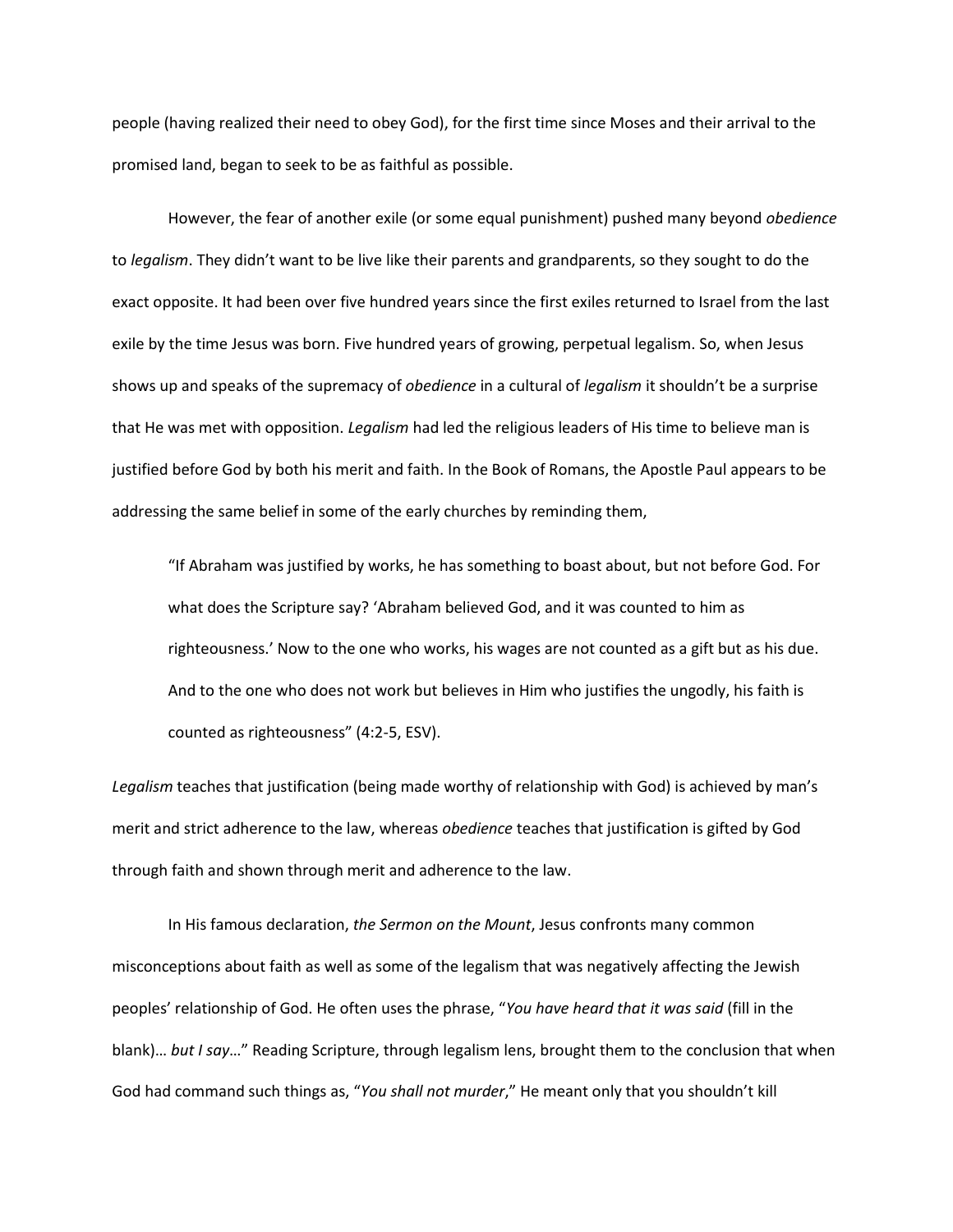people (having realized their need to obey God), for the first time since Moses and their arrival to the promised land, began to seek to be as faithful as possible.

However, the fear of another exile (or some equal punishment) pushed many beyond *obedience* to *legalism*. They didn't want to be live like their parents and grandparents, so they sought to do the exact opposite. It had been over five hundred years since the first exiles returned to Israel from the last exile by the time Jesus was born. Five hundred years of growing, perpetual legalism. So, when Jesus shows up and speaks of the supremacy of *obedience* in a cultural of *legalism* it shouldn't be a surprise that He was met with opposition. *Legalism* had led the religious leaders of His time to believe man is justified before God by both his merit and faith. In the Book of Romans, the Apostle Paul appears to be addressing the same belief in some of the early churches by reminding them,

> "If Abraham was justified by works, he has something to boast about, but not before God. For what does the Scripture say? 'Abraham believed God, and it was counted to him as righteousness.' Now to the one who works, his wages are not counted as a gift but as his due. And to the one who does not work but believes in Him who justifies the ungodly, his faith is counted as righteousness" (4:2-5, ESV).

*Legalism* teaches that justification (being made worthy of relationship with God) is achieved by man's merit and strict adherence to the law, whereas *obedience* teaches that justification is gifted by God through faith and shown through merit and adherence to the law.

In His famous declaration, *the Sermon on the Mount*, Jesus confronts many common misconceptions about faith as well as some of the legalism that was negatively affecting the Jewish peoples' relationship of God. He often uses the phrase, "*You have heard that it was said* (fill in the blank)… *but I say*…" Reading Scripture, through legalism lens, brought them to the conclusion that when God had command such things as, "*You shall not murder*," He meant only that you shouldn't kill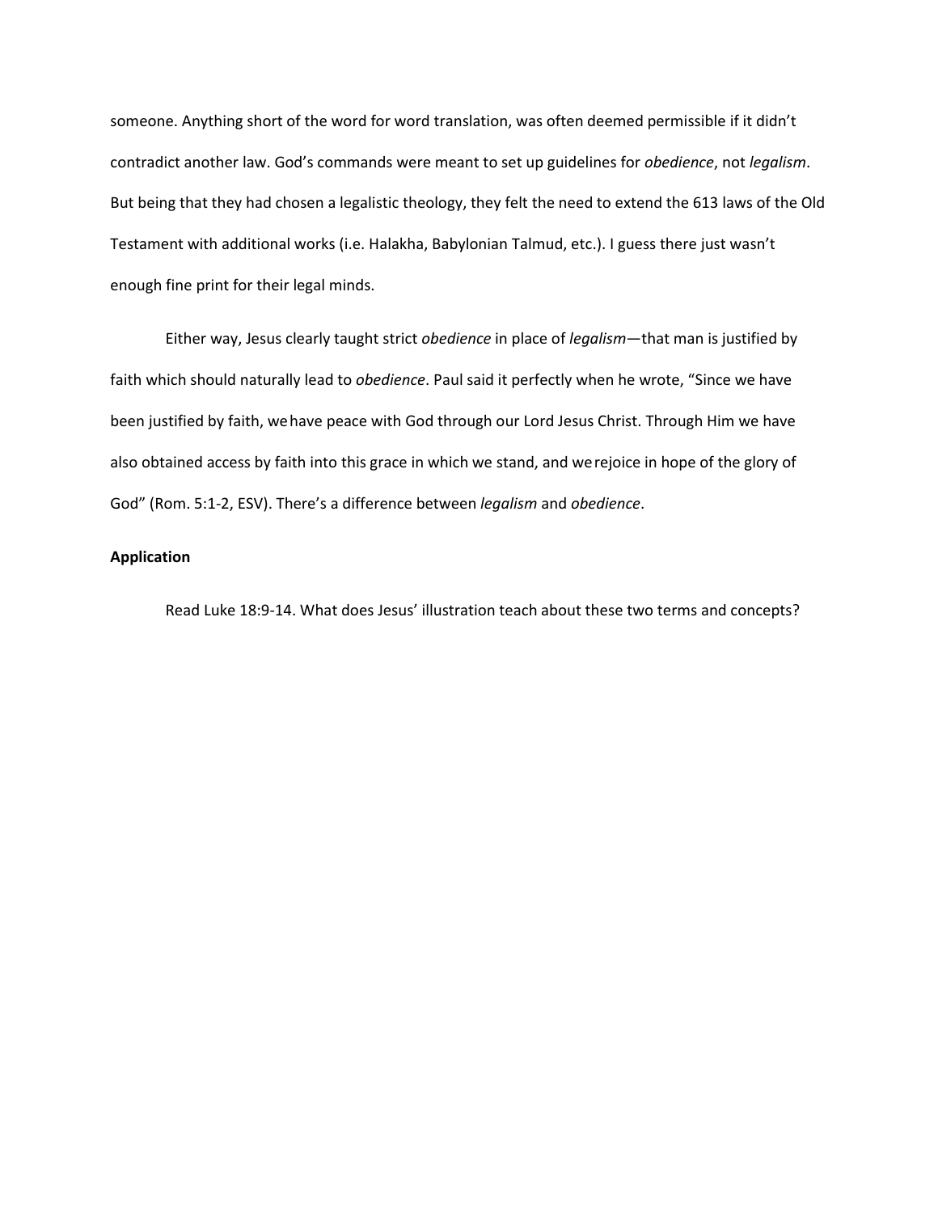someone. Anything short of the word for word translation, was often deemed permissible if it didn't contradict another law. God's commands were meant to set up guidelines for *obedience*, not *legalism*. But being that they had chosen a legalistic theology, they felt the need to extend the 613 laws of the Old Testament with additional works (i.e. Halakha, Babylonian Talmud, etc.). I guess there just wasn't enough fine print for their legal minds.

Either way, Jesus clearly taught strict *obedience* in place of *legalism*—that man is justified by faith which should naturally lead to *obedience*. Paul said it perfectly when he wrote, "Since we have been justified by faith, we have peace with God through our Lord Jesus Christ. Through Him we have also obtained access by faith into this grace in which we stand, and we rejoice in hope of the glory of God" (Rom. 5:1-2, ESV). There's a difference between *legalism* and *obedience*.

**Application**

Read Luke 18:9-14. What does Jesus' illustration teach about these two terms and concepts?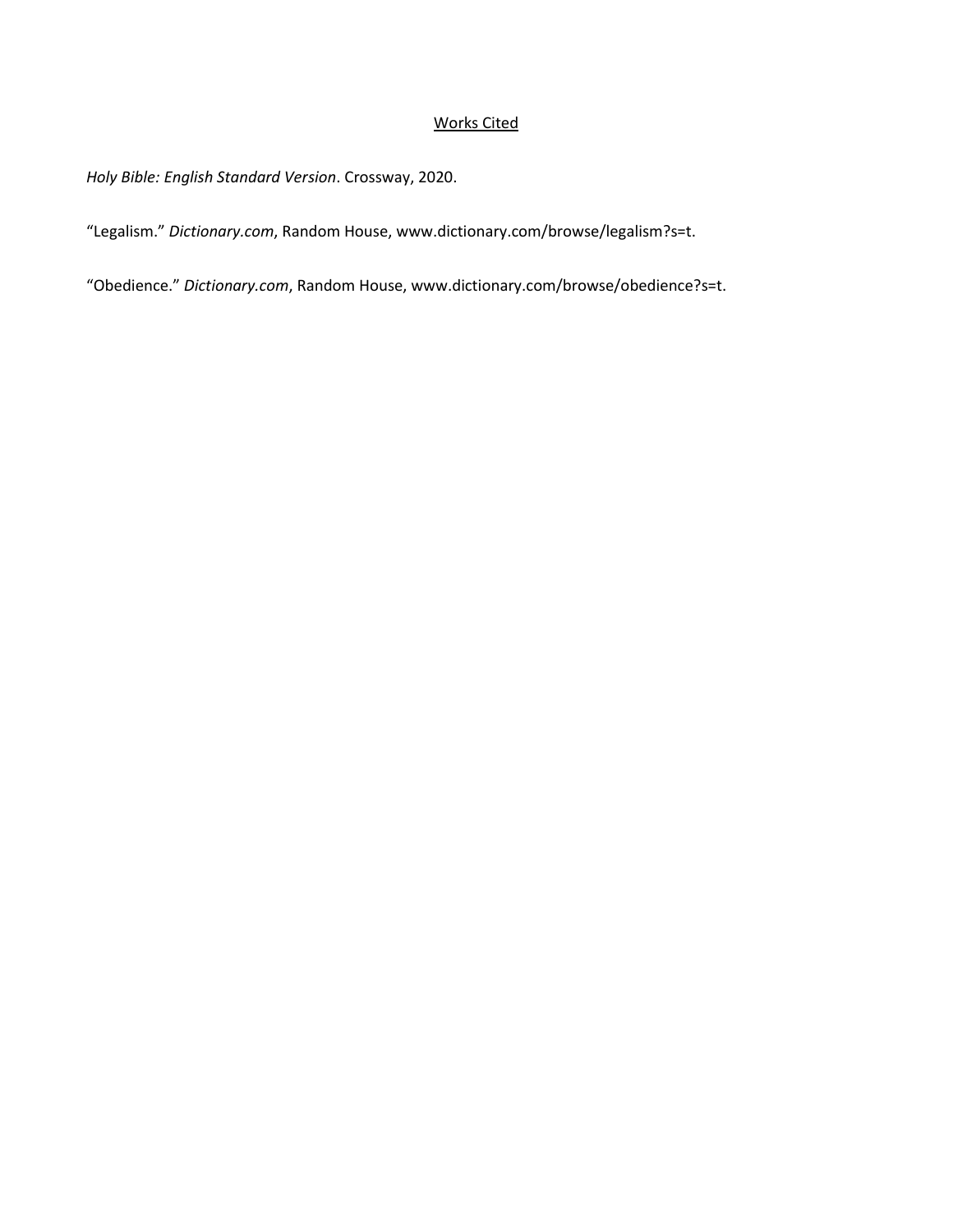## Works Cited

*Holy Bible: English Standard Version*. Crossway, 2020.

"Legalism." *Dictionary.com*, Random House, www.dictionary.com/browse/legalism?s=t.

"Obedience." *Dictionary.com*, Random House, www.dictionary.com/browse/obedience?s=t.